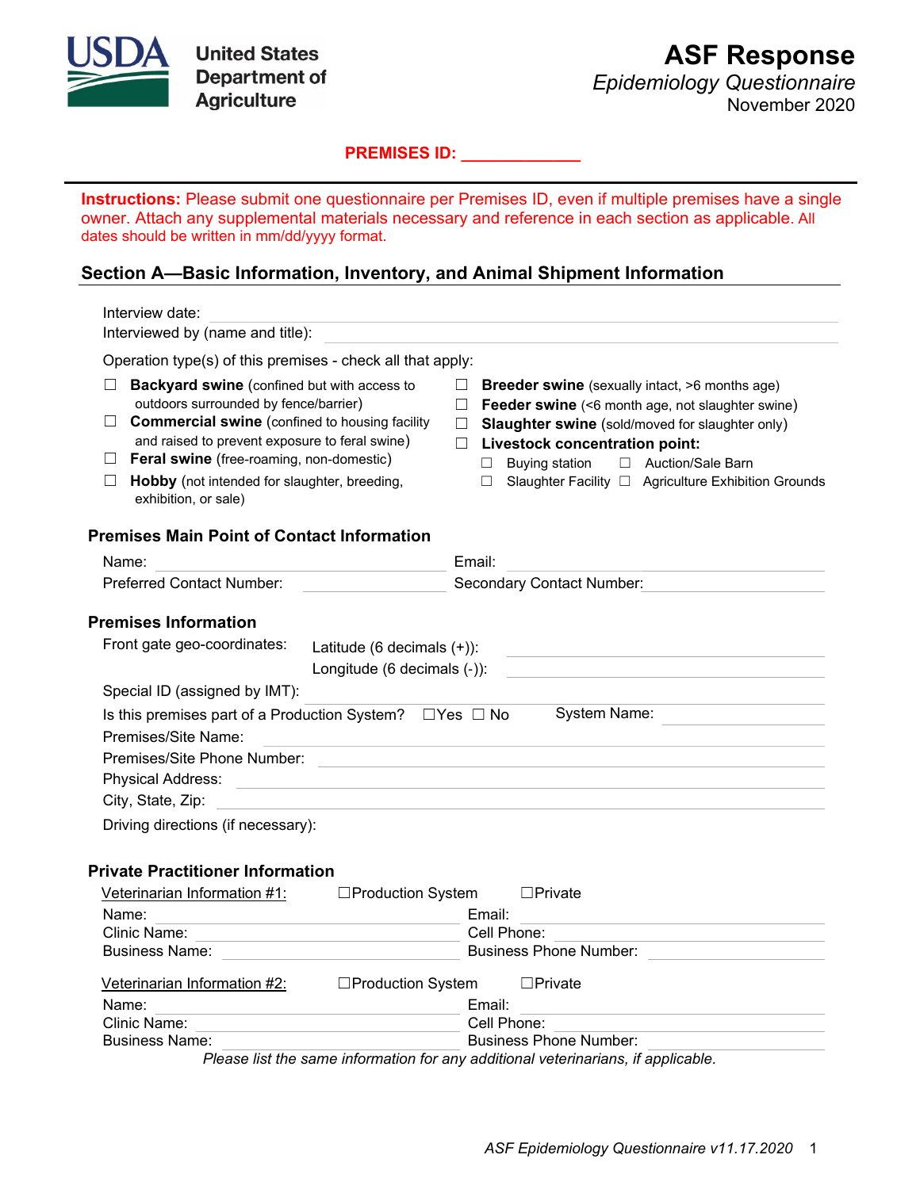USDA United States Department of Agriculture

# ASF Response

*Epidemiology Questionnaire*
November 2020

**PREMISES ID: ____________**

**Instructions:** Please submit one questionnaire per Premises ID, even if multiple premises have a single owner. Attach any supplemental materials necessary and reference in each section as applicable. All dates should be written in mm/dd/yyyy format.

## Section A—Basic Information, Inventory, and Animal Shipment Information

Interview date: ____________

Interviewed by (name and title): ____________

Operation type(s) of this premises - check all that apply:

- ☐ **Backyard swine** (confined but with access to outdoors surrounded by fence/barrier)
- ☐ **Commercial swine** (confined to housing facility and raised to prevent exposure to feral swine)
- ☐ **Feral swine** (free-roaming, non-domestic)
- ☐ **Hobby** (not intended for slaughter, breeding, exhibition, or sale)
- ☐ **Breeder swine** (sexually intact, >6 months age)
- ☐ **Feeder swine** (<6 month age, not slaughter swine)
- ☐ **Slaughter swine** (sold/moved for slaughter only)
- ☐ **Livestock concentration point:**
  - ☐ Buying station
  - ☐ Auction/Sale Barn
  - ☐ Slaughter Facility
  - ☐ Agriculture Exhibition Grounds

### Premises Main Point of Contact Information

Name: ____________ Email: ____________

Preferred Contact Number: ____________ Secondary Contact Number: ____________

### Premises Information

Front gate geo-coordinates: Latitude (6 decimals (+)): ____________

Longitude (6 decimals (-)): ____________

Special ID (assigned by IMT): ____________

Is this premises part of a Production System? ☐Yes ☐ No System Name: ____________

Premises/Site Name: ____________

Premises/Site Phone Number: ____________

Physical Address: ____________

City, State, Zip: ____________

Driving directions (if necessary):

### Private Practitioner Information

Veterinarian Information #1: ☐Production System ☐Private

Name: ____________ Email: ____________

Clinic Name: ____________ Cell Phone: ____________

Business Name: ____________ Business Phone Number: ____________

Veterinarian Information #2: ☐Production System ☐Private

Name: ____________ Email: ____________

Clinic Name: ____________ Cell Phone: ____________

Business Name: ____________ Business Phone Number: ____________

*Please list the same information for any additional veterinarians, if applicable.*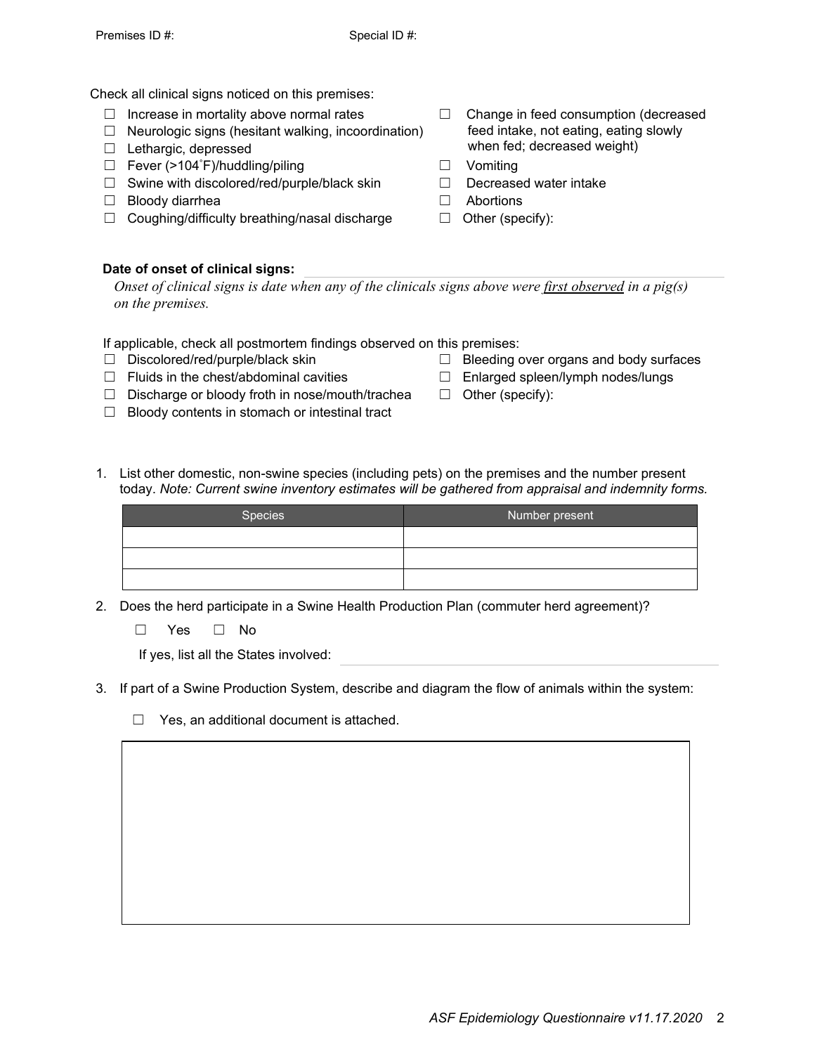Premises ID #: Special ID #:

Check all clinical signs noticed on this premises:

- ☐ Increase in mortality above normal rates
- ☐ Neurologic signs (hesitant walking, incoordination)
- ☐ Lethargic, depressed
- ☐ Fever (>104˚F)/huddling/piling
- ☐ Swine with discolored/red/purple/black skin
- ☐ Bloody diarrhea
- ☐ Coughing/difficulty breathing/nasal discharge
- ☐ Change in feed consumption (decreased feed intake, not eating, eating slowly when fed; decreased weight)
- ☐ Vomiting
- ☐ Decreased water intake
- ☐ Abortions
- ☐ Other (specify):

**Date of onset of clinical signs:**

*Onset of clinical signs is date when any of the clinicals signs above were first observed in a pig(s) on the premises.*

If applicable, check all postmortem findings observed on this premises:

- ☐ Discolored/red/purple/black skin
- ☐ Fluids in the chest/abdominal cavities
- ☐ Discharge or bloody froth in nose/mouth/trachea
- ☐ Bloody contents in stomach or intestinal tract
- ☐ Bleeding over organs and body surfaces
- ☐ Enlarged spleen/lymph nodes/lungs
- ☐ Other (specify):

1. List other domestic, non-swine species (including pets) on the premises and the number present today. *Note: Current swine inventory estimates will be gathered from appraisal and indemnity forms.*

| Species | Number present |
|---|---|
| | |
| | |
| | |

2. Does the herd participate in a Swine Health Production Plan (commuter herd agreement)?

   ☐ Yes ☐ No

   If yes, list all the States involved:

3. If part of a Swine Production System, describe and diagram the flow of animals within the system:

   ☐ Yes, an additional document is attached.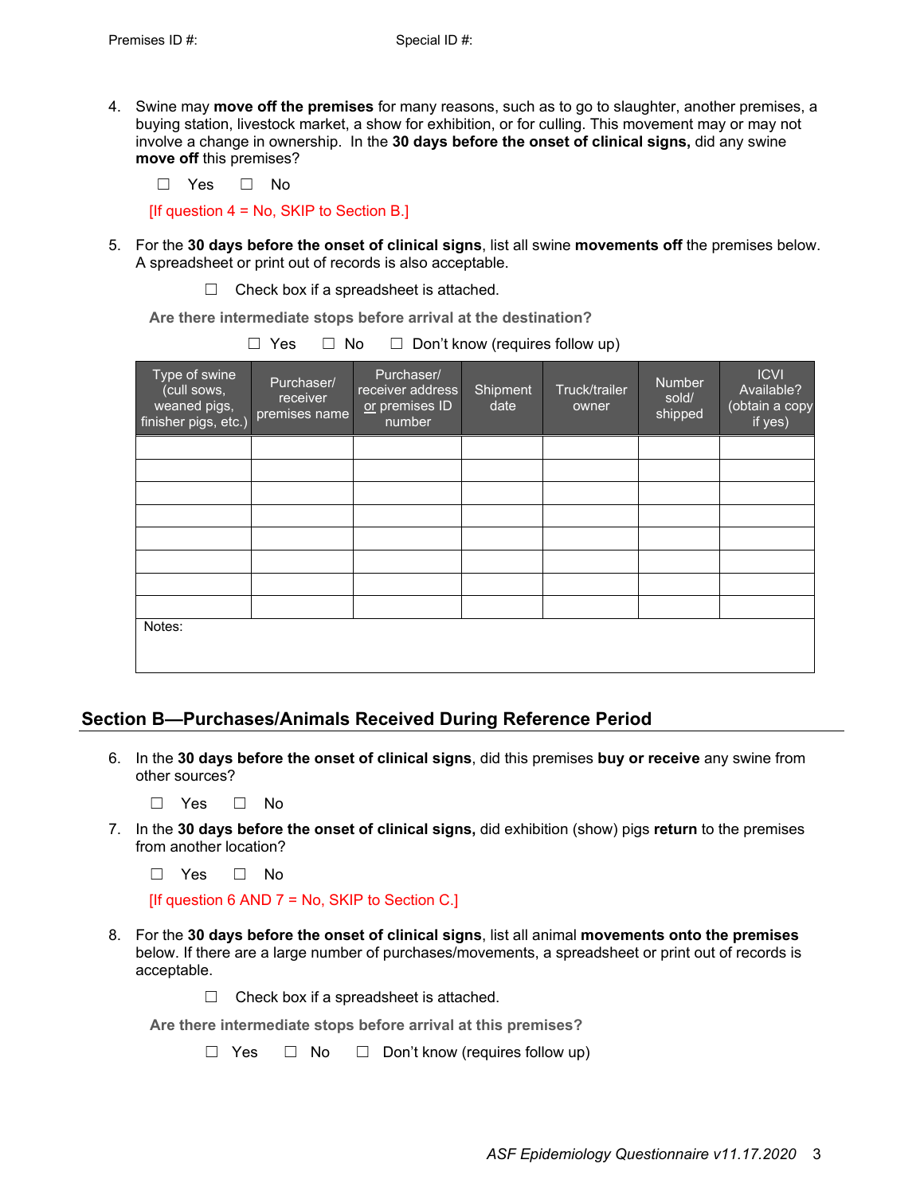Premises ID #: Special ID #:

4. Swine may **move off the premises** for many reasons, such as to go to slaughter, another premises, a buying station, livestock market, a show for exhibition, or for culling. This movement may or may not involve a change in ownership. In the **30 days before the onset of clinical signs,** did any swine **move off** this premises?

   ☐ Yes ☐ No

   [If question 4 = No, SKIP to Section B.]

5. For the **30 days before the onset of clinical signs**, list all swine **movements off** the premises below. A spreadsheet or print out of records is also acceptable.

   ☐ Check box if a spreadsheet is attached.

   **Are there intermediate stops before arrival at the destination?**

   ☐ Yes ☐ No ☐ Don't know (requires follow up)

| Type of swine (cull sows, weaned pigs, finisher pigs, etc.) | Purchaser/ receiver premises name | Purchaser/ receiver address or premises ID number | Shipment date | Truck/trailer owner | Number sold/ shipped | ICVI Available? (obtain a copy if yes) |
|---|---|---|---|---|---|---|
| | | | | | | |
| | | | | | | |
| | | | | | | |
| | | | | | | |
| | | | | | | |
| | | | | | | |
| | | | | | | |
| | | | | | | |
| Notes: | | | | | | |

## Section B—Purchases/Animals Received During Reference Period

6. In the **30 days before the onset of clinical signs**, did this premises **buy or receive** any swine from other sources?

   ☐ Yes ☐ No

7. In the **30 days before the onset of clinical signs,** did exhibition (show) pigs **return** to the premises from another location?

   ☐ Yes ☐ No

   [If question 6 AND 7 = No, SKIP to Section C.]

8. For the **30 days before the onset of clinical signs**, list all animal **movements onto the premises** below. If there are a large number of purchases/movements, a spreadsheet or print out of records is acceptable.

   ☐ Check box if a spreadsheet is attached.

   **Are there intermediate stops before arrival at this premises?**

   ☐ Yes ☐ No ☐ Don't know (requires follow up)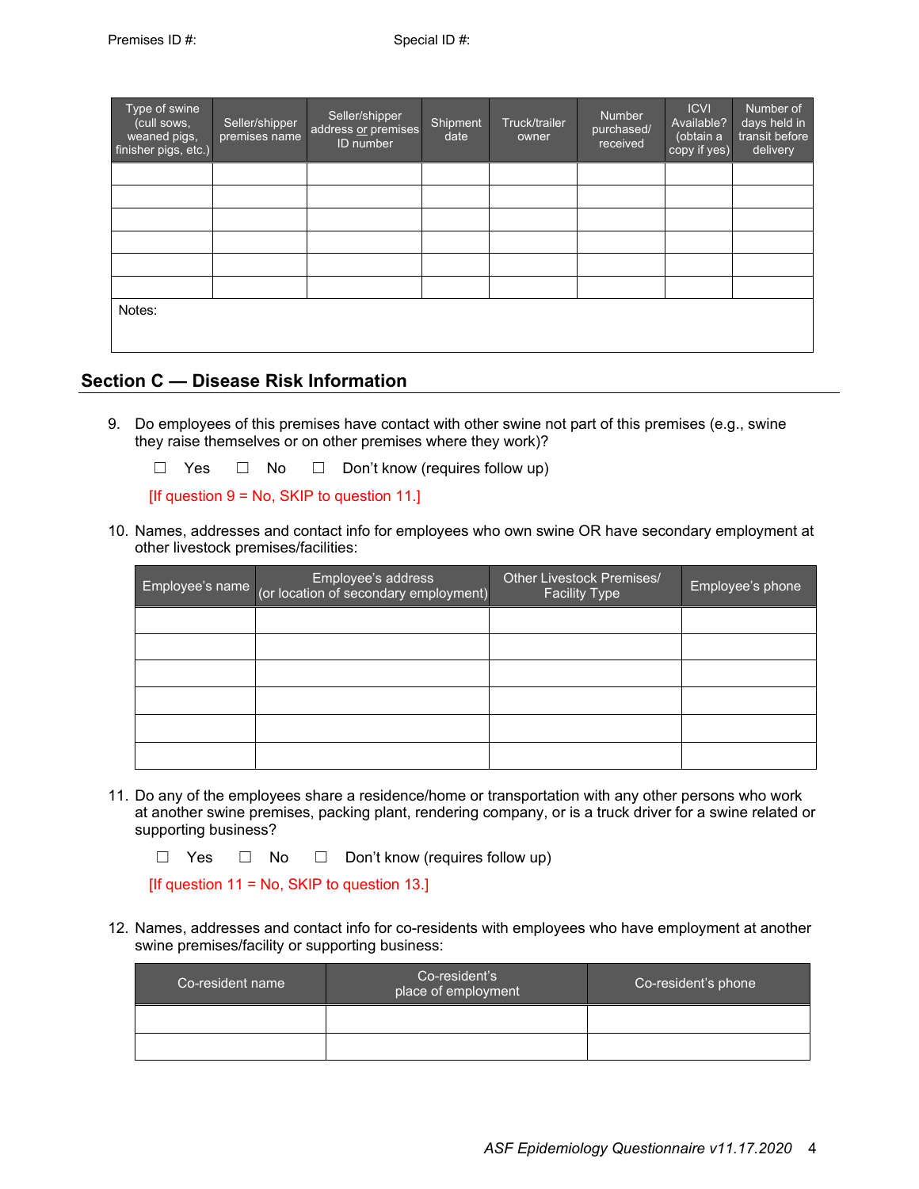Premises ID #: Special ID #:

| Type of swine (cull sows, weaned pigs, finisher pigs, etc.) | Seller/shipper premises name | Seller/shipper address or premises ID number | Shipment date | Truck/trailer owner | Number purchased/ received | ICVI Available? (obtain a copy if yes) | Number of days held in transit before delivery |
|---|---|---|---|---|---|---|---|
| | | | | | | | |
| | | | | | | | |
| | | | | | | | |
| | | | | | | | |
| | | | | | | | |
| | | | | | | | |

Notes:

## Section C — Disease Risk Information

9. Do employees of this premises have contact with other swine not part of this premises (e.g., swine they raise themselves or on other premises where they work)?

   ☐ Yes ☐ No ☐ Don't know (requires follow up)

   [If question 9 = No, SKIP to question 11.]

10. Names, addresses and contact info for employees who own swine OR have secondary employment at other livestock premises/facilities:

| Employee's name | Employee's address (or location of secondary employment) | Other Livestock Premises/ Facility Type | Employee's phone |
|---|---|---|---|
| | | | |
| | | | |
| | | | |
| | | | |
| | | | |
| | | | |

11. Do any of the employees share a residence/home or transportation with any other persons who work at another swine premises, packing plant, rendering company, or is a truck driver for a swine related or supporting business?

    ☐ Yes ☐ No ☐ Don't know (requires follow up)

    [If question 11 = No, SKIP to question 13.]

12. Names, addresses and contact info for co-residents with employees who have employment at another swine premises/facility or supporting business:

| Co-resident name | Co-resident's place of employment | Co-resident's phone |
|---|---|---|
| | | |
| | | |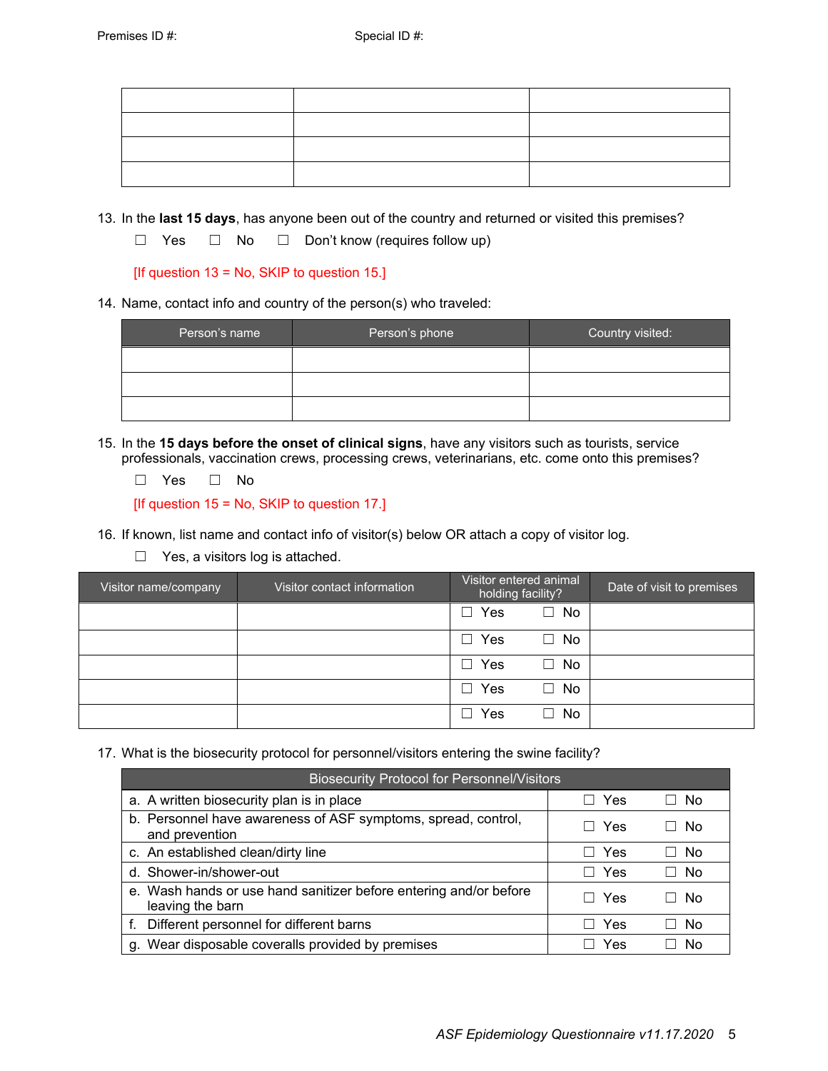Premises ID #: Special ID #:

| | | |
|---|---|---|
| | | |
| | | |
| | | |
| | | |

13. In the **last 15 days**, has anyone been out of the country and returned or visited this premises?

    ☐ Yes ☐ No ☐ Don't know (requires follow up)

    [If question 13 = No, SKIP to question 15.]

14. Name, contact info and country of the person(s) who traveled:

| Person's name | Person's phone | Country visited: |
|---|---|---|
| | | |
| | | |
| | | |

15. In the **15 days before the onset of clinical signs**, have any visitors such as tourists, service professionals, vaccination crews, processing crews, veterinarians, etc. come onto this premises?

    ☐ Yes ☐ No

    [If question 15 = No, SKIP to question 17.]

16. If known, list name and contact info of visitor(s) below OR attach a copy of visitor log.

    ☐ Yes, a visitors log is attached.

| Visitor name/company | Visitor contact information | Visitor entered animal holding facility? | Date of visit to premises |
|---|---|---|---|
| | | ☐ Yes ☐ No | |
| | | ☐ Yes ☐ No | |
| | | ☐ Yes ☐ No | |
| | | ☐ Yes ☐ No | |
| | | ☐ Yes ☐ No | |

17. What is the biosecurity protocol for personnel/visitors entering the swine facility?

| Biosecurity Protocol for Personnel/Visitors | |
|---|---|
| a. A written biosecurity plan is in place | ☐ Yes ☐ No |
| b. Personnel have awareness of ASF symptoms, spread, control, and prevention | ☐ Yes ☐ No |
| c. An established clean/dirty line | ☐ Yes ☐ No |
| d. Shower-in/shower-out | ☐ Yes ☐ No |
| e. Wash hands or use hand sanitizer before entering and/or before leaving the barn | ☐ Yes ☐ No |
| f. Different personnel for different barns | ☐ Yes ☐ No |
| g. Wear disposable coveralls provided by premises | ☐ Yes ☐ No |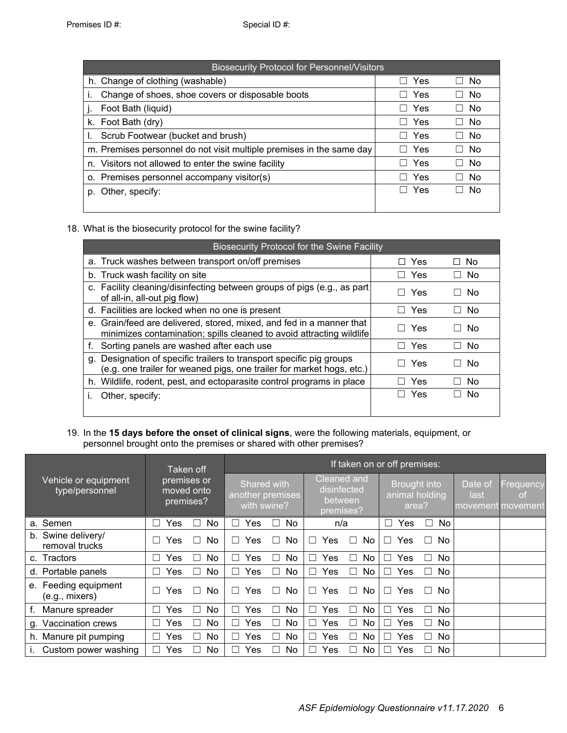Premises ID #: Special ID #:

| Biosecurity Protocol for Personnel/Visitors | | |
|---|---|---|
| h. Change of clothing (washable) | ☐ Yes | ☐ No |
| i. Change of shoes, shoe covers or disposable boots | ☐ Yes | ☐ No |
| j. Foot Bath (liquid) | ☐ Yes | ☐ No |
| k. Foot Bath (dry) | ☐ Yes | ☐ No |
| l. Scrub Footwear (bucket and brush) | ☐ Yes | ☐ No |
| m. Premises personnel do not visit multiple premises in the same day | ☐ Yes | ☐ No |
| n. Visitors not allowed to enter the swine facility | ☐ Yes | ☐ No |
| o. Premises personnel accompany visitor(s) | ☐ Yes | ☐ No |
| p. Other, specify: | ☐ Yes | ☐ No |

18. What is the biosecurity protocol for the swine facility?

| Biosecurity Protocol for the Swine Facility | | |
|---|---|---|
| a. Truck washes between transport on/off premises | ☐ Yes | ☐ No |
| b. Truck wash facility on site | ☐ Yes | ☐ No |
| c. Facility cleaning/disinfecting between groups of pigs (e.g., as part of all-in, all-out pig flow) | ☐ Yes | ☐ No |
| d. Facilities are locked when no one is present | ☐ Yes | ☐ No |
| e. Grain/feed are delivered, stored, mixed, and fed in a manner that minimizes contamination; spills cleaned to avoid attracting wildlife | ☐ Yes | ☐ No |
| f. Sorting panels are washed after each use | ☐ Yes | ☐ No |
| g. Designation of specific trailers to transport specific pig groups (e.g. one trailer for weaned pigs, one trailer for market hogs, etc.) | ☐ Yes | ☐ No |
| h. Wildlife, rodent, pest, and ectoparasite control programs in place | ☐ Yes | ☐ No |
| i. Other, specify: | ☐ Yes | ☐ No |

19. In the **15 days before the onset of clinical signs**, were the following materials, equipment, or personnel brought onto the premises or shared with other premises?

| Vehicle or equipment type/personnel | Taken off premises or moved onto premises? | If taken on or off premises: | | | | |
|---|---|---|---|---|---|---|
| | | Shared with another premises with swine? | Cleaned and disinfected between premises? | Brought into animal holding area? | Date of last movement | Frequency of movement |
| a. Semen | ☐ Yes ☐ No | ☐ Yes ☐ No | n/a | ☐ Yes ☐ No | | |
| b. Swine delivery/ removal trucks | ☐ Yes ☐ No | ☐ Yes ☐ No | ☐ Yes ☐ No | ☐ Yes ☐ No | | |
| c. Tractors | ☐ Yes ☐ No | ☐ Yes ☐ No | ☐ Yes ☐ No | ☐ Yes ☐ No | | |
| d. Portable panels | ☐ Yes ☐ No | ☐ Yes ☐ No | ☐ Yes ☐ No | ☐ Yes ☐ No | | |
| e. Feeding equipment (e.g., mixers) | ☐ Yes ☐ No | ☐ Yes ☐ No | ☐ Yes ☐ No | ☐ Yes ☐ No | | |
| f. Manure spreader | ☐ Yes ☐ No | ☐ Yes ☐ No | ☐ Yes ☐ No | ☐ Yes ☐ No | | |
| g. Vaccination crews | ☐ Yes ☐ No | ☐ Yes ☐ No | ☐ Yes ☐ No | ☐ Yes ☐ No | | |
| h. Manure pit pumping | ☐ Yes ☐ No | ☐ Yes ☐ No | ☐ Yes ☐ No | ☐ Yes ☐ No | | |
| i. Custom power washing | ☐ Yes ☐ No | ☐ Yes ☐ No | ☐ Yes ☐ No | ☐ Yes ☐ No | | |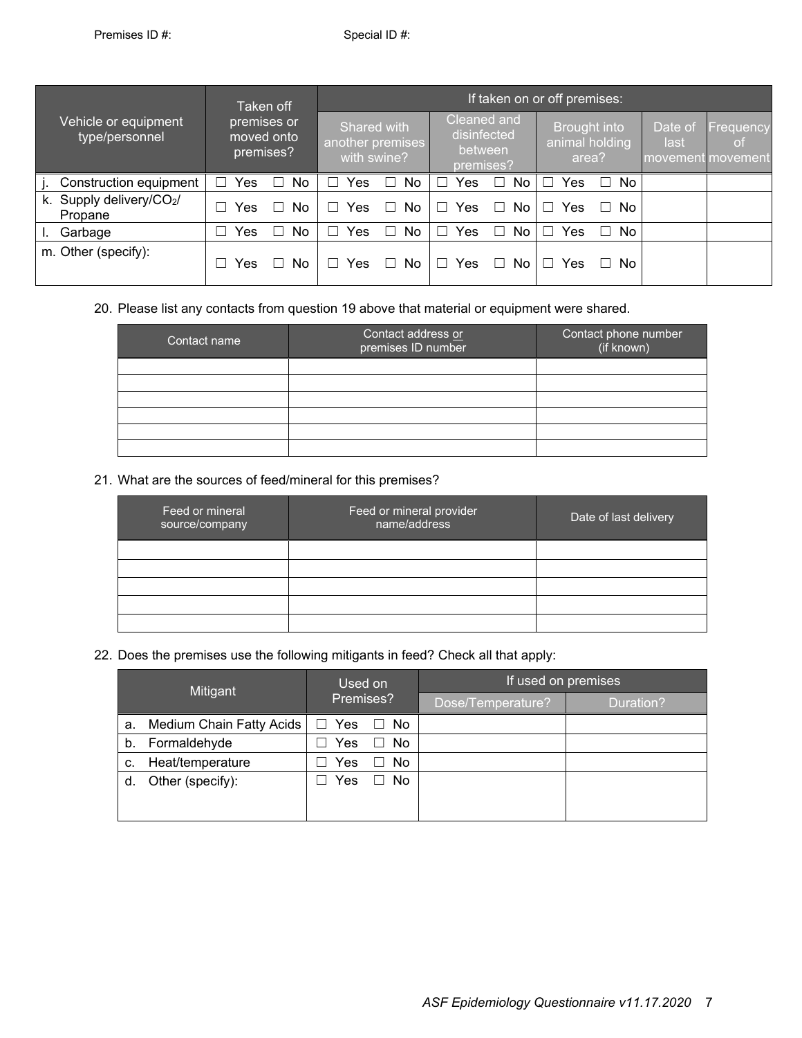Premises ID #: Special ID #:

| Vehicle or equipment type/personnel | Taken off premises or moved onto premises? | If taken on or off premises: | | | | |
|---|---|---|---|---|---|---|
| | | Shared with another premises with swine? | Cleaned and disinfected between premises? | Brought into animal holding area? | Date of last movement | Frequency of movement |
| j. Construction equipment | ☐ Yes ☐ No | ☐ Yes ☐ No | ☐ Yes ☐ No | ☐ Yes ☐ No | | |
| k. Supply delivery/$CO_2$/ Propane | ☐ Yes ☐ No | ☐ Yes ☐ No | ☐ Yes ☐ No | ☐ Yes ☐ No | | |
| l. Garbage | ☐ Yes ☐ No | ☐ Yes ☐ No | ☐ Yes ☐ No | ☐ Yes ☐ No | | |
| m. Other (specify): | ☐ Yes ☐ No | ☐ Yes ☐ No | ☐ Yes ☐ No | ☐ Yes ☐ No | | |

20. Please list any contacts from question 19 above that material or equipment were shared.

| Contact name | Contact address or premises ID number | Contact phone number (if known) |
|---|---|---|
| | | |
| | | |
| | | |
| | | |
| | | |
| | | |

21. What are the sources of feed/mineral for this premises?

| Feed or mineral source/company | Feed or mineral provider name/address | Date of last delivery |
|---|---|---|
| | | |
| | | |
| | | |
| | | |
| | | |

22. Does the premises use the following mitigants in feed? Check all that apply:

| Mitigant | Used on Premises? | If used on premises | |
|---|---|---|---|
| | | Dose/Temperature? | Duration? |
| a. Medium Chain Fatty Acids | ☐ Yes ☐ No | | |
| b. Formaldehyde | ☐ Yes ☐ No | | |
| c. Heat/temperature | ☐ Yes ☐ No | | |
| d. Other (specify): | ☐ Yes ☐ No | | |

*ASF Epidemiology Questionnaire v11.17.2020*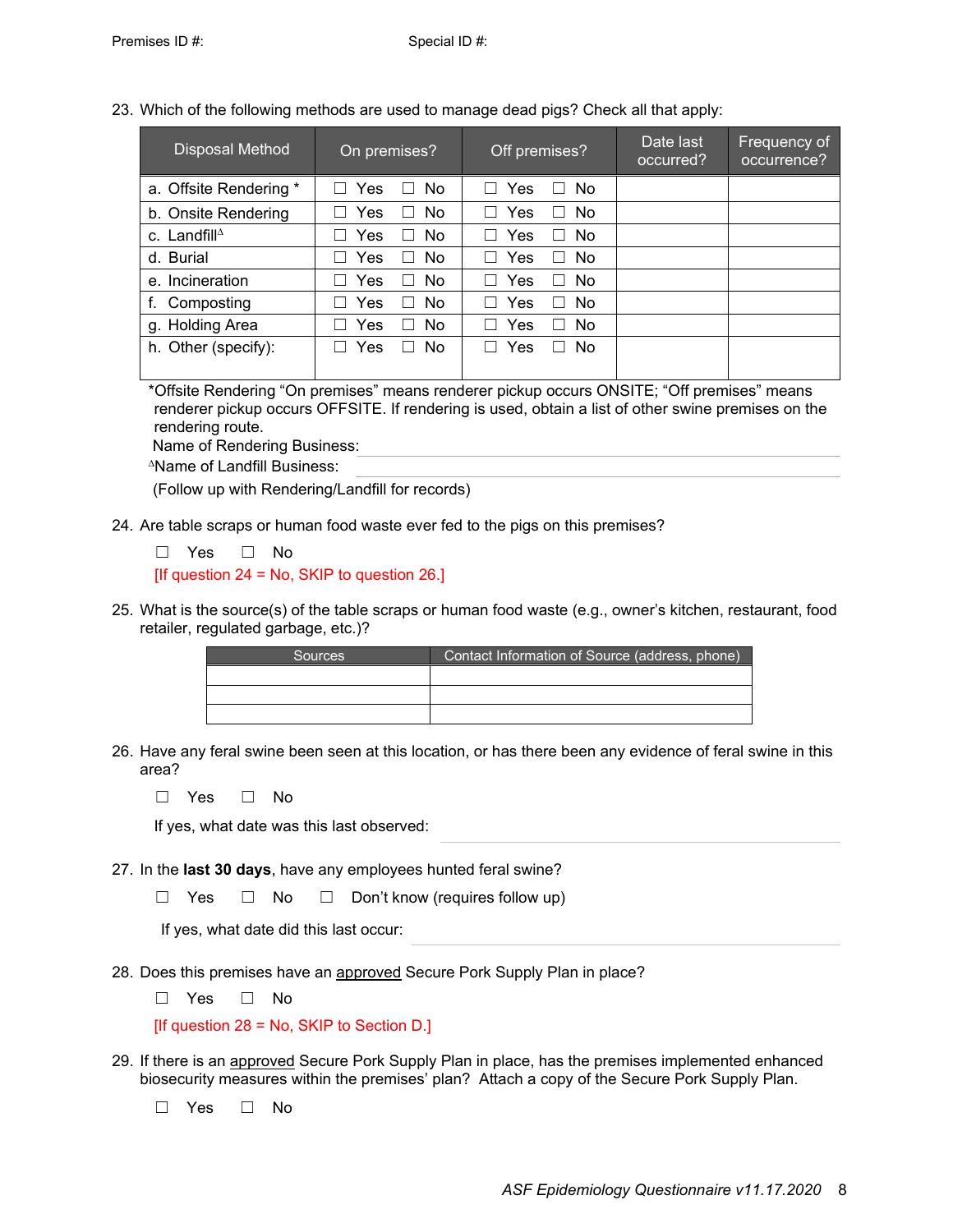Premises ID #: Special ID #:

23. Which of the following methods are used to manage dead pigs? Check all that apply:

| Disposal Method | On premises? | Off premises? | Date last occurred? | Frequency of occurrence? |
|---|---|---|---|---|
| a. Offsite Rendering * | ☐ Yes ☐ No | ☐ Yes ☐ No | | |
| b. Onsite Rendering | ☐ Yes ☐ No | ☐ Yes ☐ No | | |
| c. Landfill$^{\Delta}$ | ☐ Yes ☐ No | ☐ Yes ☐ No | | |
| d. Burial | ☐ Yes ☐ No | ☐ Yes ☐ No | | |
| e. Incineration | ☐ Yes ☐ No | ☐ Yes ☐ No | | |
| f. Composting | ☐ Yes ☐ No | ☐ Yes ☐ No | | |
| g. Holding Area | ☐ Yes ☐ No | ☐ Yes ☐ No | | |
| h. Other (specify): | ☐ Yes ☐ No | ☐ Yes ☐ No | | |

*Offsite Rendering "On premises" means renderer pickup occurs ONSITE; "Off premises" means renderer pickup occurs OFFSITE. If rendering is used, obtain a list of other swine premises on the rendering route.

Name of Rendering Business: ______________________

$^{\Delta}$Name of Landfill Business: ______________________

(Follow up with Rendering/Landfill for records)

24. Are table scraps or human food waste ever fed to the pigs on this premises?

   ☐ Yes ☐ No

   [If question 24 = No, SKIP to question 26.]

25. What is the source(s) of the table scraps or human food waste (e.g., owner's kitchen, restaurant, food retailer, regulated garbage, etc.)?

| Sources | Contact Information of Source (address, phone) |
|---|---|
| | |
| | |
| | |

26. Have any feral swine been seen at this location, or has there been any evidence of feral swine in this area?

   ☐ Yes ☐ No

   If yes, what date was this last observed: ______________________

27. In the **last 30 days**, have any employees hunted feral swine?

   ☐ Yes ☐ No ☐ Don't know (requires follow up)

   If yes, what date did this last occur: ______________________

28. Does this premises have an approved Secure Pork Supply Plan in place?

   ☐ Yes ☐ No

   [If question 28 = No, SKIP to Section D.]

29. If there is an approved Secure Pork Supply Plan in place, has the premises implemented enhanced biosecurity measures within the premises' plan? Attach a copy of the Secure Pork Supply Plan.

   ☐ Yes ☐ No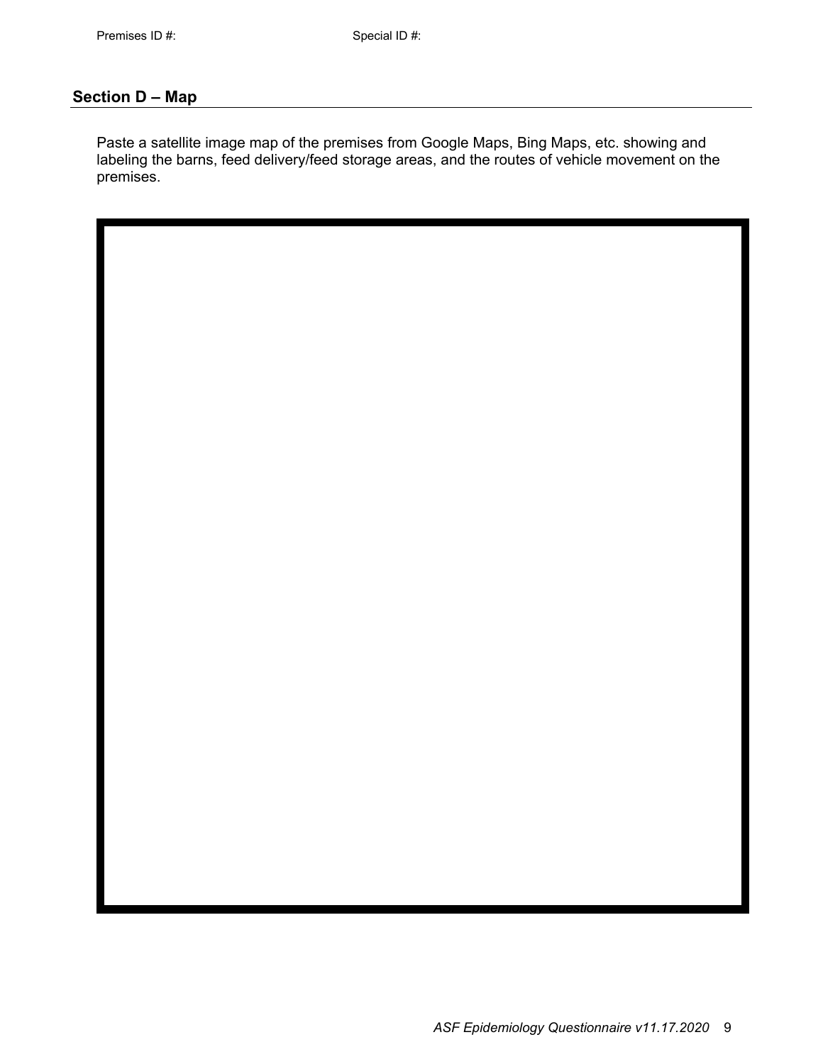Premises ID #: Special ID #:

## Section D – Map

Paste a satellite image map of the premises from Google Maps, Bing Maps, etc. showing and labeling the barns, feed delivery/feed storage areas, and the routes of vehicle movement on the premises.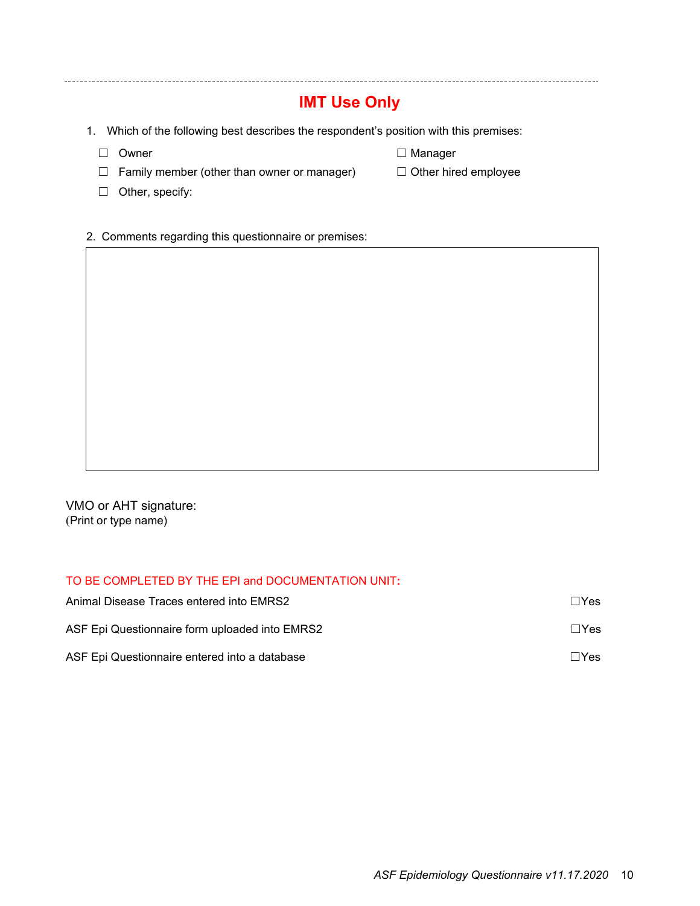---

## IMT Use Only

1. Which of the following best describes the respondent's position with this premises:

   ☐ Owner ☐ Manager

   ☐ Family member (other than owner or manager) ☐ Other hired employee

   ☐ Other, specify:

2. Comments regarding this questionnaire or premises:

| |
|---|
| |

VMO or AHT signature:
(Print or type name)

TO BE COMPLETED BY THE EPI and DOCUMENTATION UNIT:

| | |
|---|---|
| Animal Disease Traces entered into EMRS2 | ☐Yes |
| ASF Epi Questionnaire form uploaded into EMRS2 | ☐Yes |
| ASF Epi Questionnaire entered into a database | ☐Yes |